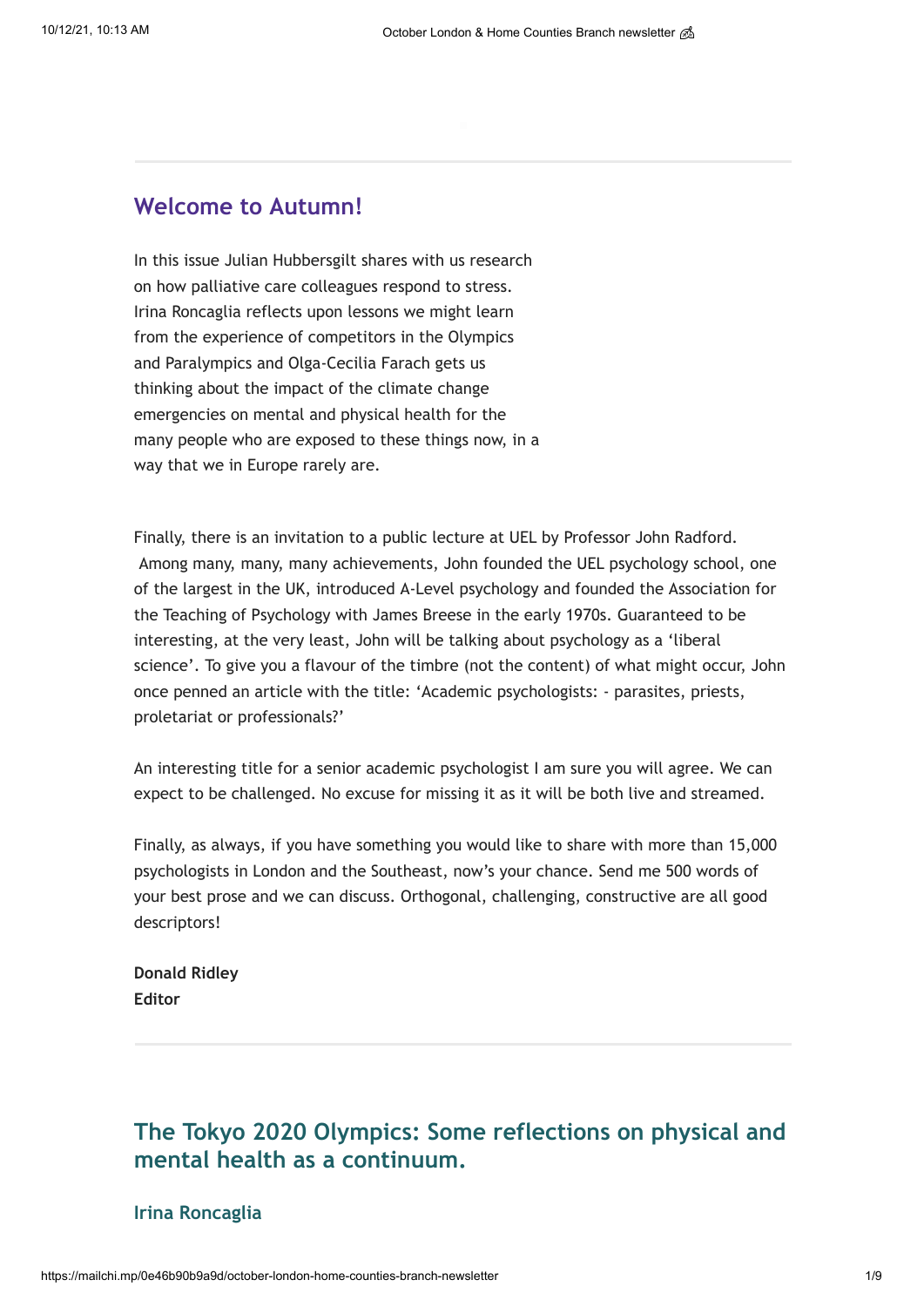## Welcome to Autumn!

In this issue Julian Hubbersgilt shares with us research on how palliative care colleagues respond to stress. Irina Roncaglia reflects upon lessons we might learn from the experience of competitors in the Olympics and Paralympics and Olga-Cecilia Farach gets us thinking about the impact of the climate change emergencies on mental and physical health for the many people who are exposed to these things now, in a way that we in Europe rarely are.

Finally, there is an invitation to a public lecture at UEL by Professor John Radford. Among many, many, many achievements, John founded the UEL psychology school, one of the largest in the UK, introduced A-Level psychology and founded the Association for the Teaching of Psychology with James Breese in the early 1970s. Guaranteed to be interesting, at the very least, John will be talking about psychology as a 'liberal science'. To give you a flavour of the timbre (not the content) of what might occur, John once penned an article with the title: 'Academic psychologists: - parasites, priests, proletariat or professionals?'

An interesting title for a senior academic psychologist I am sure you will agree. We can expect to be challenged. No excuse for missing it as it will be both live and streamed.

Finally, as always, if you have something you would like to share with more than 15,000 psychologists in London and the Southeast, now's your chance. Send me 500 words of your best prose and we can discuss. Orthogonal, challenging, constructive are all good descriptors!

**Donald Ridley**
**Editor**

## The Tokyo 2020 Olympics: Some reflections on physical and mental health as a continuum.

### Irina Roncaglia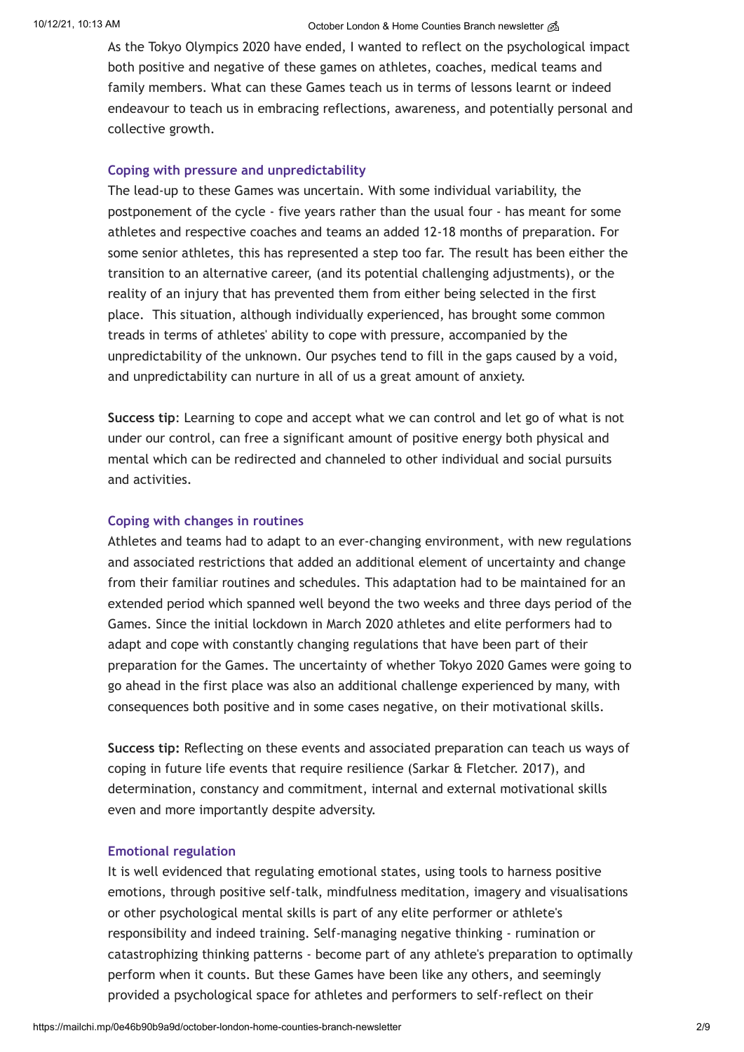As the Tokyo Olympics 2020 have ended, I wanted to reflect on the psychological impact both positive and negative of these games on athletes, coaches, medical teams and family members. What can these Games teach us in terms of lessons learnt or indeed endeavour to teach us in embracing reflections, awareness, and potentially personal and collective growth.

### Coping with pressure and unpredictability

The lead-up to these Games was uncertain. With some individual variability, the postponement of the cycle - five years rather than the usual four - has meant for some athletes and respective coaches and teams an added 12-18 months of preparation. For some senior athletes, this has represented a step too far. The result has been either the transition to an alternative career, (and its potential challenging adjustments), or the reality of an injury that has prevented them from either being selected in the first place. This situation, although individually experienced, has brought some common treads in terms of athletes' ability to cope with pressure, accompanied by the unpredictability of the unknown. Our psyches tend to fill in the gaps caused by a void, and unpredictability can nurture in all of us a great amount of anxiety.

**Success tip**: Learning to cope and accept what we can control and let go of what is not under our control, can free a significant amount of positive energy both physical and mental which can be redirected and channeled to other individual and social pursuits and activities.

### Coping with changes in routines

Athletes and teams had to adapt to an ever-changing environment, with new regulations and associated restrictions that added an additional element of uncertainty and change from their familiar routines and schedules. This adaptation had to be maintained for an extended period which spanned well beyond the two weeks and three days period of the Games. Since the initial lockdown in March 2020 athletes and elite performers had to adapt and cope with constantly changing regulations that have been part of their preparation for the Games. The uncertainty of whether Tokyo 2020 Games were going to go ahead in the first place was also an additional challenge experienced by many, with consequences both positive and in some cases negative, on their motivational skills.

**Success tip:** Reflecting on these events and associated preparation can teach us ways of coping in future life events that require resilience (Sarkar & Fletcher. 2017), and determination, constancy and commitment, internal and external motivational skills even and more importantly despite adversity.

### Emotional regulation

It is well evidenced that regulating emotional states, using tools to harness positive emotions, through positive self-talk, mindfulness meditation, imagery and visualisations or other psychological mental skills is part of any elite performer or athlete's responsibility and indeed training. Self-managing negative thinking - rumination or catastrophizing thinking patterns - become part of any athlete's preparation to optimally perform when it counts. But these Games have been like any others, and seemingly provided a psychological space for athletes and performers to self-reflect on their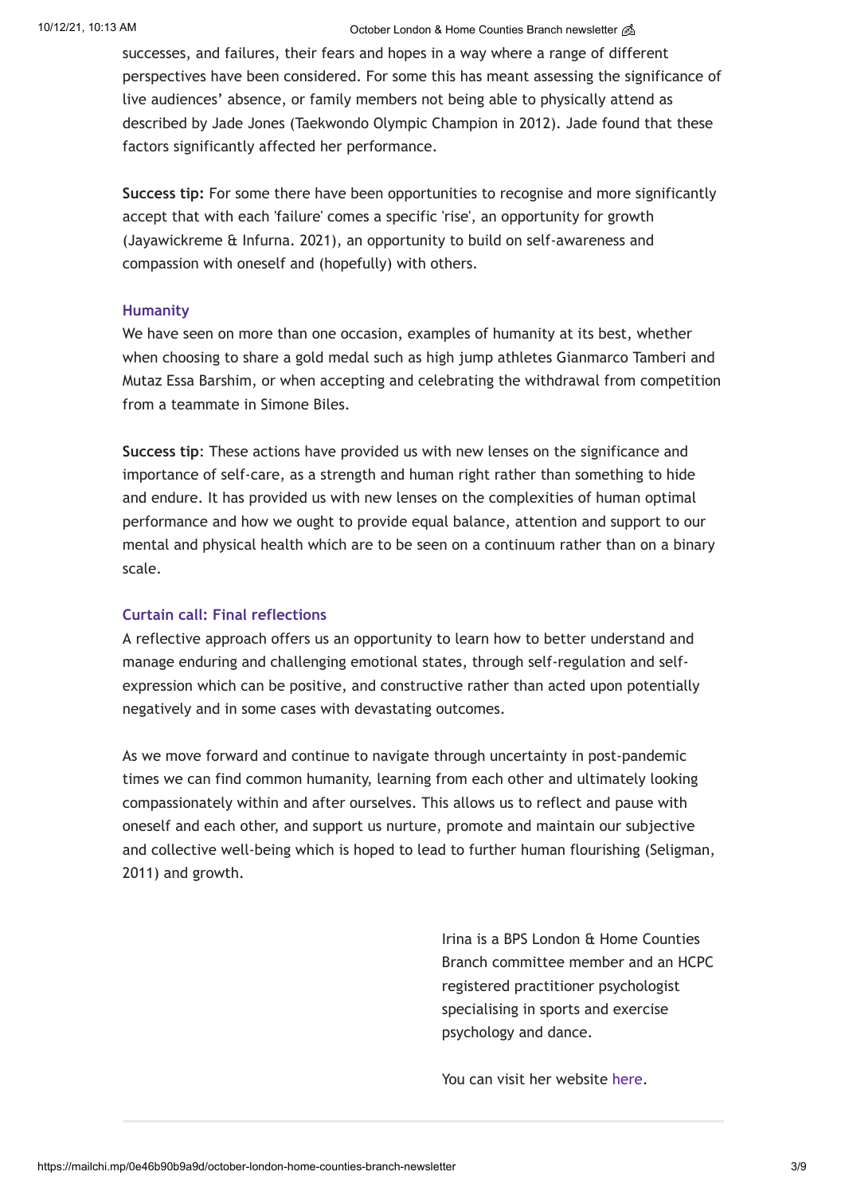successes, and failures, their fears and hopes in a way where a range of different perspectives have been considered. For some this has meant assessing the significance of live audiences' absence, or family members not being able to physically attend as described by Jade Jones (Taekwondo Olympic Champion in 2012). Jade found that these factors significantly affected her performance.

**Success tip:** For some there have been opportunities to recognise and more significantly accept that with each 'failure' comes a specific 'rise', an opportunity for growth (Jayawickreme & Infurna. 2021), an opportunity to build on self-awareness and compassion with oneself and (hopefully) with others.

### Humanity

We have seen on more than one occasion, examples of humanity at its best, whether when choosing to share a gold medal such as high jump athletes Gianmarco Tamberi and Mutaz Essa Barshim, or when accepting and celebrating the withdrawal from competition from a teammate in Simone Biles.

**Success tip**: These actions have provided us with new lenses on the significance and importance of self-care, as a strength and human right rather than something to hide and endure. It has provided us with new lenses on the complexities of human optimal performance and how we ought to provide equal balance, attention and support to our mental and physical health which are to be seen on a continuum rather than on a binary scale.

### Curtain call: Final reflections

A reflective approach offers us an opportunity to learn how to better understand and manage enduring and challenging emotional states, through self-regulation and self-expression which can be positive, and constructive rather than acted upon potentially negatively and in some cases with devastating outcomes.

As we move forward and continue to navigate through uncertainty in post-pandemic times we can find common humanity, learning from each other and ultimately looking compassionately within and after ourselves. This allows us to reflect and pause with oneself and each other, and support us nurture, promote and maintain our subjective and collective well-being which is hoped to lead to further human flourishing (Seligman, 2011) and growth.

Irina is a BPS London & Home Counties Branch committee member and an HCPC registered practitioner psychologist specialising in sports and exercise psychology and dance.

You can visit her website here.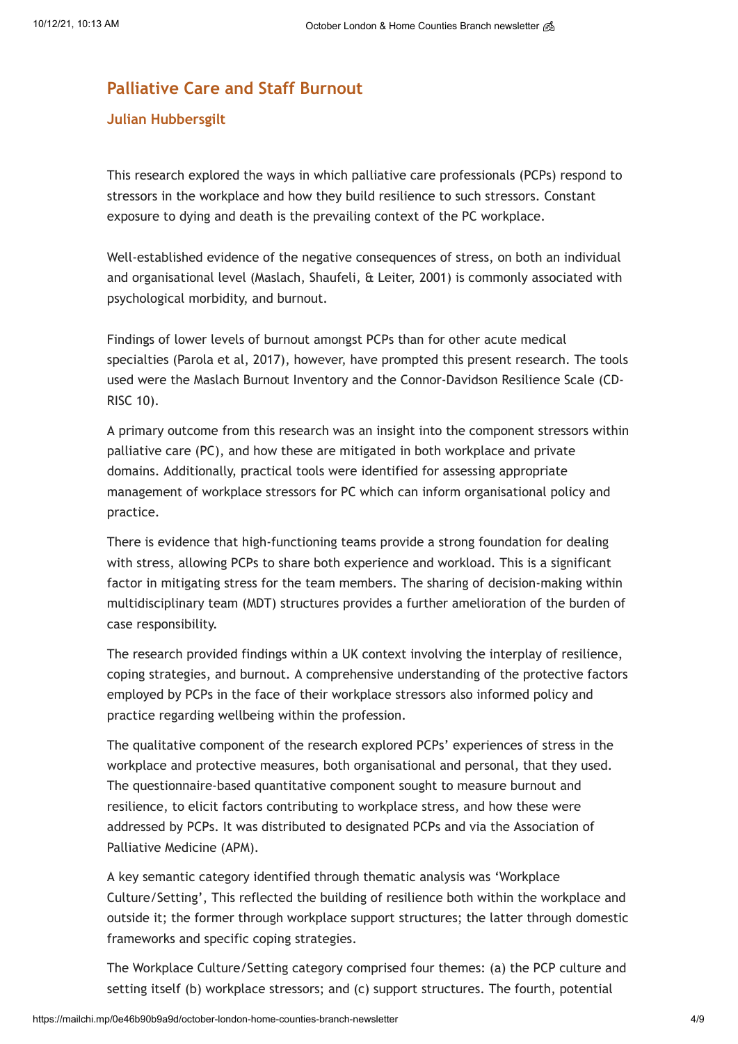## Palliative Care and Staff Burnout

### Julian Hubbersgilt

This research explored the ways in which palliative care professionals (PCPs) respond to stressors in the workplace and how they build resilience to such stressors. Constant exposure to dying and death is the prevailing context of the PC workplace.

Well-established evidence of the negative consequences of stress, on both an individual and organisational level (Maslach, Shaufeli, & Leiter, 2001) is commonly associated with psychological morbidity, and burnout.

Findings of lower levels of burnout amongst PCPs than for other acute medical specialties (Parola et al, 2017), however, have prompted this present research. The tools used were the Maslach Burnout Inventory and the Connor-Davidson Resilience Scale (CD-RISC 10).

A primary outcome from this research was an insight into the component stressors within palliative care (PC), and how these are mitigated in both workplace and private domains. Additionally, practical tools were identified for assessing appropriate management of workplace stressors for PC which can inform organisational policy and practice.

There is evidence that high-functioning teams provide a strong foundation for dealing with stress, allowing PCPs to share both experience and workload. This is a significant factor in mitigating stress for the team members. The sharing of decision-making within multidisciplinary team (MDT) structures provides a further amelioration of the burden of case responsibility.

The research provided findings within a UK context involving the interplay of resilience, coping strategies, and burnout. A comprehensive understanding of the protective factors employed by PCPs in the face of their workplace stressors also informed policy and practice regarding wellbeing within the profession.

The qualitative component of the research explored PCPs' experiences of stress in the workplace and protective measures, both organisational and personal, that they used. The questionnaire-based quantitative component sought to measure burnout and resilience, to elicit factors contributing to workplace stress, and how these were addressed by PCPs. It was distributed to designated PCPs and via the Association of Palliative Medicine (APM).

A key semantic category identified through thematic analysis was 'Workplace Culture/Setting', This reflected the building of resilience both within the workplace and outside it; the former through workplace support structures; the latter through domestic frameworks and specific coping strategies.

The Workplace Culture/Setting category comprised four themes: (a) the PCP culture and setting itself (b) workplace stressors; and (c) support structures. The fourth, potential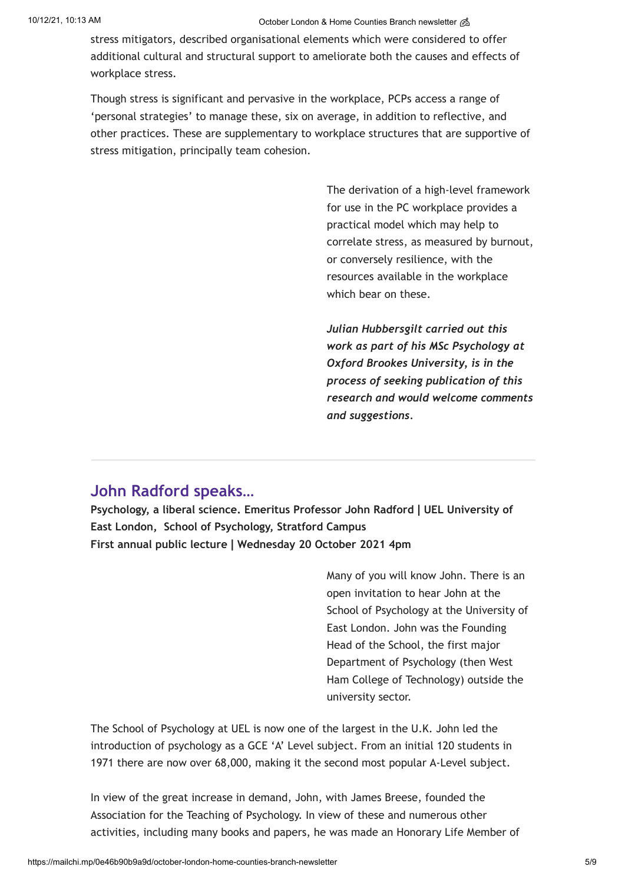stress mitigators, described organisational elements which were considered to offer additional cultural and structural support to ameliorate both the causes and effects of workplace stress.

Though stress is significant and pervasive in the workplace, PCPs access a range of 'personal strategies' to manage these, six on average, in addition to reflective, and other practices. These are supplementary to workplace structures that are supportive of stress mitigation, principally team cohesion.

The derivation of a high-level framework for use in the PC workplace provides a practical model which may help to correlate stress, as measured by burnout, or conversely resilience, with the resources available in the workplace which bear on these.

***Julian Hubbersgilt carried out this work as part of his MSc Psychology at Oxford Brookes University, is in the process of seeking publication of this research and would welcome comments and suggestions.***

---

## John Radford speaks...

**Psychology, a liberal science. Emeritus Professor John Radford | UEL University of East London, School of Psychology, Stratford Campus**
**First annual public lecture | Wednesday 20 October 2021 4pm**

Many of you will know John. There is an open invitation to hear John at the School of Psychology at the University of East London. John was the Founding Head of the School, the first major Department of Psychology (then West Ham College of Technology) outside the university sector.

The School of Psychology at UEL is now one of the largest in the U.K. John led the introduction of psychology as a GCE 'A' Level subject. From an initial 120 students in 1971 there are now over 68,000, making it the second most popular A-Level subject.

In view of the great increase in demand, John, with James Breese, founded the Association for the Teaching of Psychology. In view of these and numerous other activities, including many books and papers, he was made an Honorary Life Member of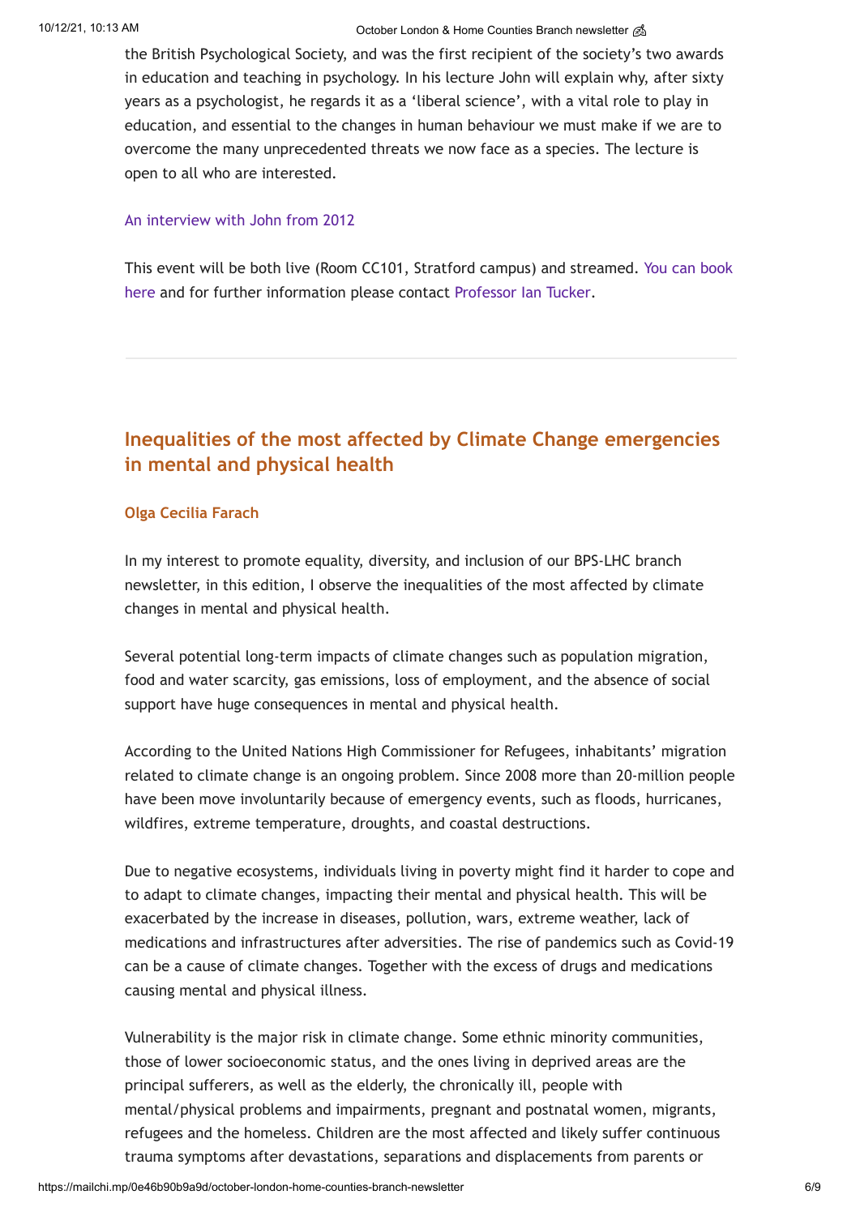the British Psychological Society, and was the first recipient of the society's two awards in education and teaching in psychology. In his lecture John will explain why, after sixty years as a psychologist, he regards it as a 'liberal science', with a vital role to play in education, and essential to the changes in human behaviour we must make if we are to overcome the many unprecedented threats we now face as a species. The lecture is open to all who are interested.

An interview with John from 2012

This event will be both live (Room CC101, Stratford campus) and streamed. You can book here and for further information please contact Professor Ian Tucker.

---

## Inequalities of the most affected by Climate Change emergencies in mental and physical health

**Olga Cecilia Farach**

In my interest to promote equality, diversity, and inclusion of our BPS-LHC branch newsletter, in this edition, I observe the inequalities of the most affected by climate changes in mental and physical health.

Several potential long-term impacts of climate changes such as population migration, food and water scarcity, gas emissions, loss of employment, and the absence of social support have huge consequences in mental and physical health.

According to the United Nations High Commissioner for Refugees, inhabitants' migration related to climate change is an ongoing problem. Since 2008 more than 20-million people have been move involuntarily because of emergency events, such as floods, hurricanes, wildfires, extreme temperature, droughts, and coastal destructions.

Due to negative ecosystems, individuals living in poverty might find it harder to cope and to adapt to climate changes, impacting their mental and physical health. This will be exacerbated by the increase in diseases, pollution, wars, extreme weather, lack of medications and infrastructures after adversities. The rise of pandemics such as Covid-19 can be a cause of climate changes. Together with the excess of drugs and medications causing mental and physical illness.

Vulnerability is the major risk in climate change. Some ethnic minority communities, those of lower socioeconomic status, and the ones living in deprived areas are the principal sufferers, as well as the elderly, the chronically ill, people with mental/physical problems and impairments, pregnant and postnatal women, migrants, refugees and the homeless. Children are the most affected and likely suffer continuous trauma symptoms after devastations, separations and displacements from parents or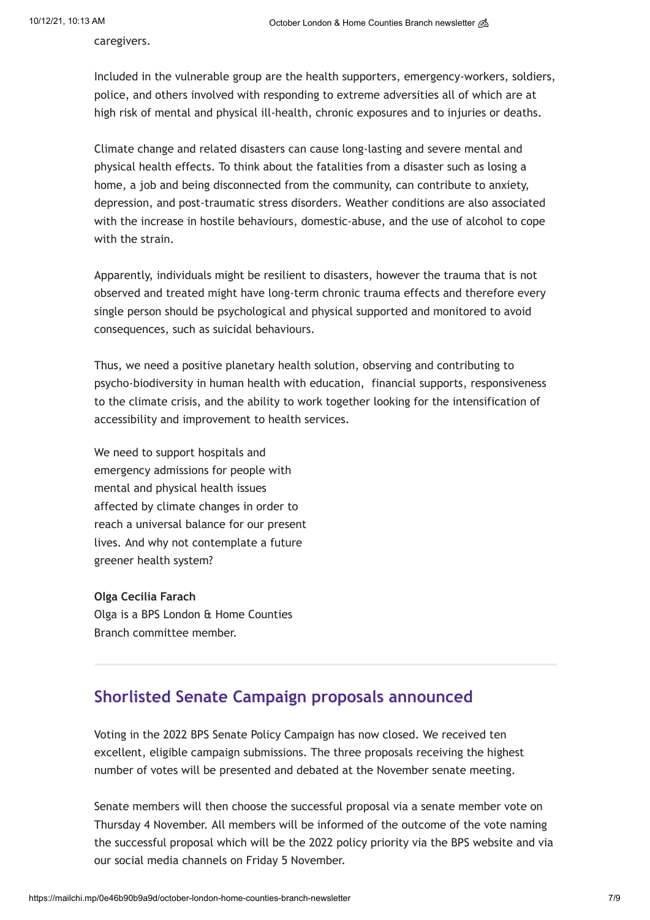caregivers.

Included in the vulnerable group are the health supporters, emergency-workers, soldiers, police, and others involved with responding to extreme adversities all of which are at high risk of mental and physical ill-health, chronic exposures and to injuries or deaths.

Climate change and related disasters can cause long-lasting and severe mental and physical health effects. To think about the fatalities from a disaster such as losing a home, a job and being disconnected from the community, can contribute to anxiety, depression, and post-traumatic stress disorders. Weather conditions are also associated with the increase in hostile behaviours, domestic-abuse, and the use of alcohol to cope with the strain.

Apparently, individuals might be resilient to disasters, however the trauma that is not observed and treated might have long-term chronic trauma effects and therefore every single person should be psychological and physical supported and monitored to avoid consequences, such as suicidal behaviours.

Thus, we need a positive planetary health solution, observing and contributing to psycho-biodiversity in human health with education, financial supports, responsiveness to the climate crisis, and the ability to work together looking for the intensification of accessibility and improvement to health services.

We need to support hospitals and emergency admissions for people with mental and physical health issues affected by climate changes in order to reach a universal balance for our present lives. And why not contemplate a future greener health system?

**Olga Cecilia Farach**
Olga is a BPS London & Home Counties Branch committee member.

---

## Shorlisted Senate Campaign proposals announced

Voting in the 2022 BPS Senate Policy Campaign has now closed. We received ten excellent, eligible campaign submissions. The three proposals receiving the highest number of votes will be presented and debated at the November senate meeting.

Senate members will then choose the successful proposal via a senate member vote on Thursday 4 November. All members will be informed of the outcome of the vote naming the successful proposal which will be the 2022 policy priority via the BPS website and via our social media channels on Friday 5 November.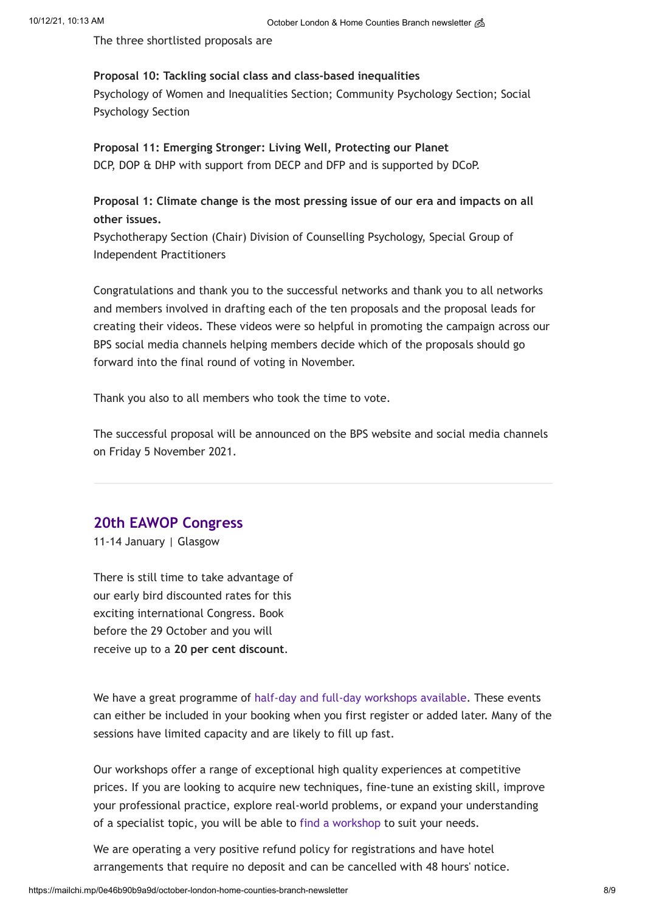The three shortlisted proposals are

**Proposal 10: Tackling social class and class-based inequalities**
Psychology of Women and Inequalities Section; Community Psychology Section; Social Psychology Section

**Proposal 11: Emerging Stronger: Living Well, Protecting our Planet**
DCP, DOP & DHP with support from DECP and DFP and is supported by DCoP.

**Proposal 1: Climate change is the most pressing issue of our era and impacts on all other issues.**
Psychotherapy Section (Chair) Division of Counselling Psychology, Special Group of Independent Practitioners

Congratulations and thank you to the successful networks and thank you to all networks and members involved in drafting each of the ten proposals and the proposal leads for creating their videos. These videos were so helpful in promoting the campaign across our BPS social media channels helping members decide which of the proposals should go forward into the final round of voting in November.

Thank you also to all members who took the time to vote.

The successful proposal will be announced on the BPS website and social media channels on Friday 5 November 2021.

---

## 20th EAWOP Congress

11-14 January | Glasgow

There is still time to take advantage of our early bird discounted rates for this exciting international Congress. Book before the 29 October and you will receive up to a **20 per cent discount**.

We have a great programme of half-day and full-day workshops available. These events can either be included in your booking when you first register or added later. Many of the sessions have limited capacity and are likely to fill up fast.

Our workshops offer a range of exceptional high quality experiences at competitive prices. If you are looking to acquire new techniques, fine-tune an existing skill, improve your professional practice, explore real-world problems, or expand your understanding of a specialist topic, you will be able to find a workshop to suit your needs.

We are operating a very positive refund policy for registrations and have hotel arrangements that require no deposit and can be cancelled with 48 hours' notice.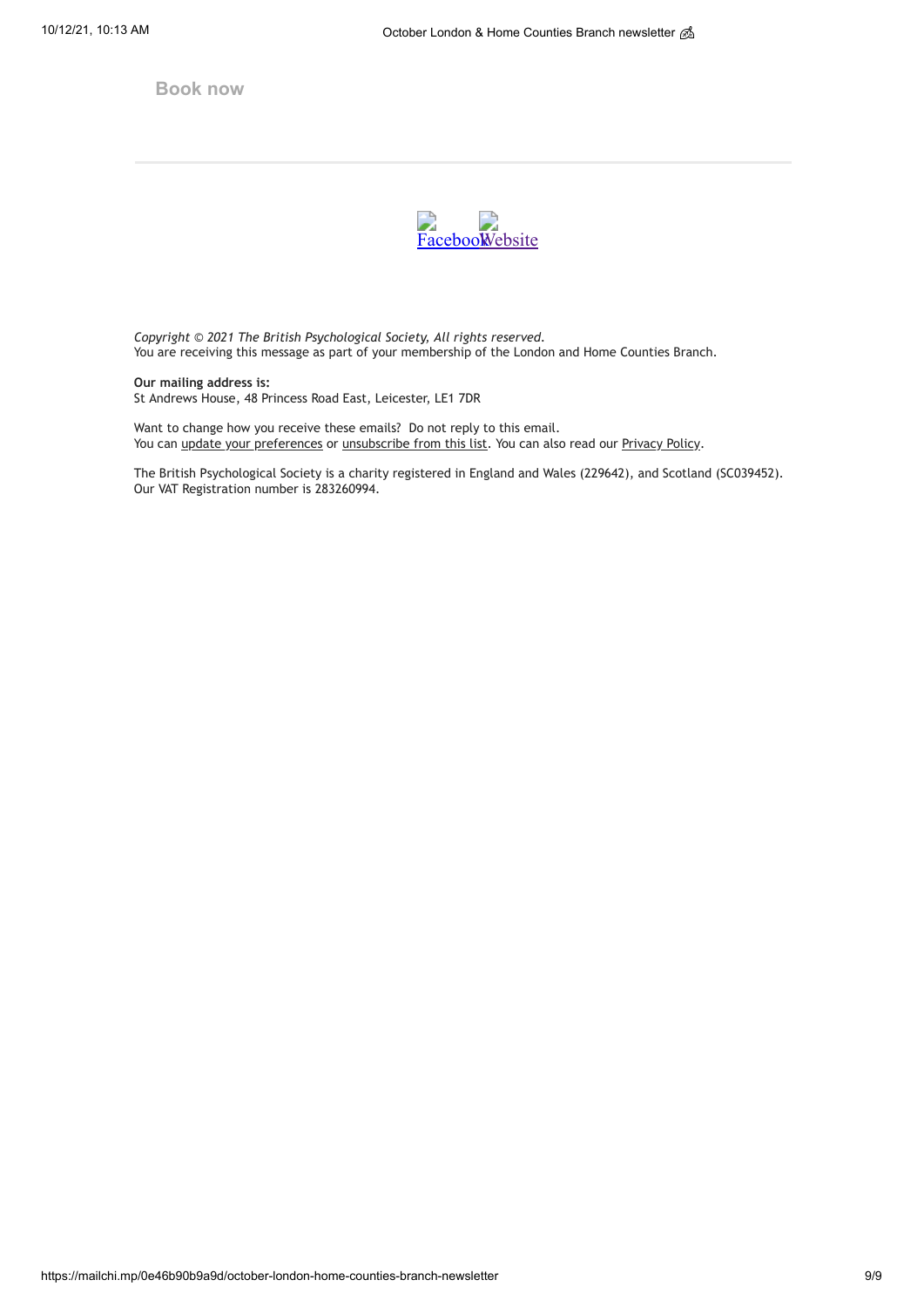Book now

FacebookWebsite

*Copyright © 2021 The British Psychological Society, All rights reserved.*
You are receiving this message as part of your membership of the London and Home Counties Branch.

**Our mailing address is:**
St Andrews House, 48 Princess Road East, Leicester, LE1 7DR

Want to change how you receive these emails? Do not reply to this email.
You can update your preferences or unsubscribe from this list. You can also read our Privacy Policy.

The British Psychological Society is a charity registered in England and Wales (229642), and Scotland (SC039452).
Our VAT Registration number is 283260994.